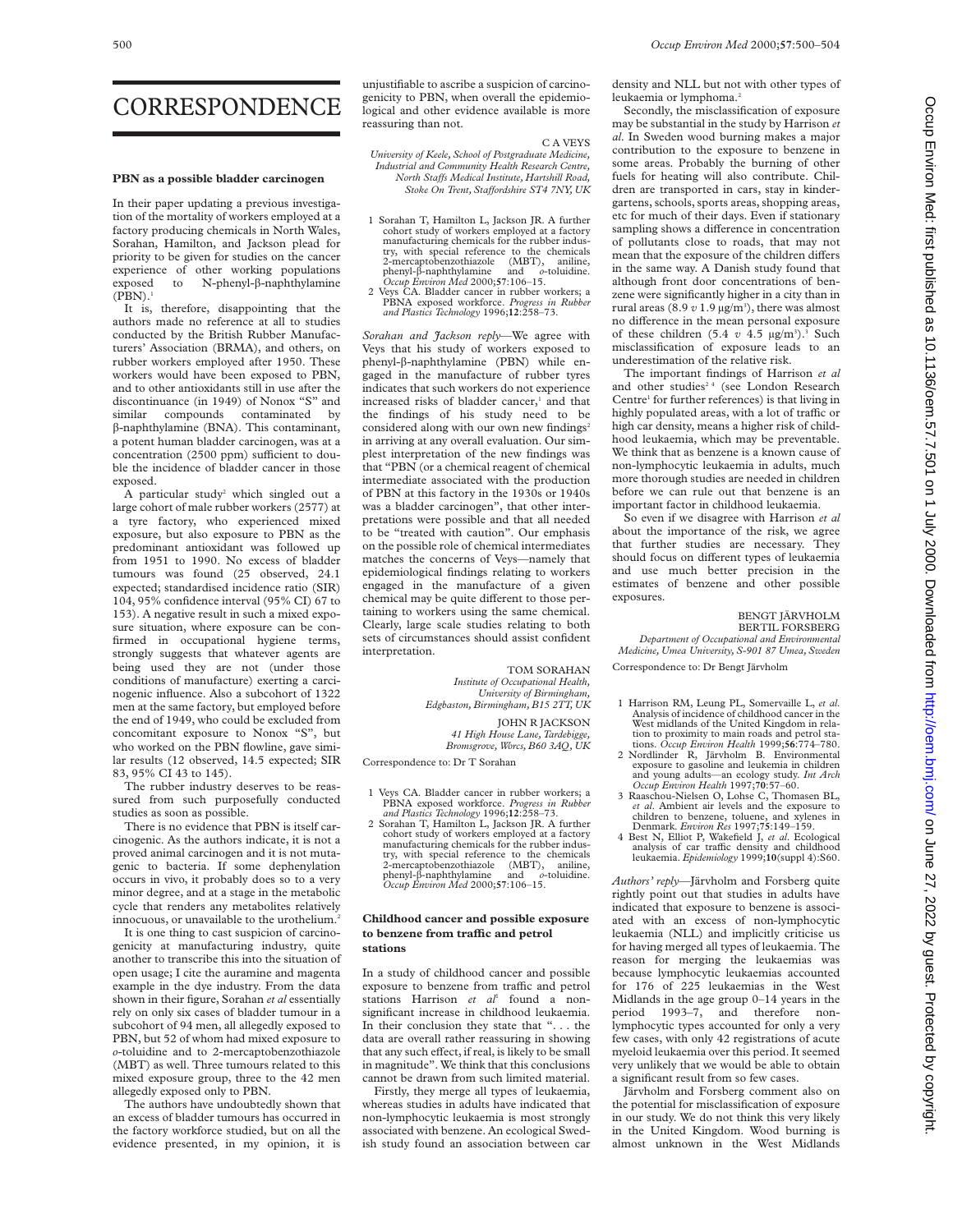## CORRESPONDENCE

### **PBN as a possible bladder carcinogen**

In their paper updating a previous investigation of the mortality of workers employed at a factory producing chemicals in North Wales, Sorahan, Hamilton, and Jackson plead for priority to be given for studies on the cancer experience of other working populations exposed to N-phenyl- $\beta$ -naphthylamine  $(PBN).<sup>1</sup>$ 

It is, therefore, disappointing that the authors made no reference at all to studies conducted by the British Rubber Manufacturers' Association (BRMA), and others, on rubber workers employed after 1950. These workers would have been exposed to PBN, and to other antioxidants still in use after the discontinuance (in 1949) of Nonox "S" and similar compounds contaminated by â-naphthylamine (BNA). This contaminant, a potent human bladder carcinogen, was at a concentration (2500 ppm) sufficient to double the incidence of bladder cancer in those exposed.

A particular study<sup>2</sup> which singled out a large cohort of male rubber workers (2577) at a tyre factory, who experienced mixed exposure, but also exposure to PBN as the predominant antioxidant was followed up from 1951 to 1990. No excess of bladder tumours was found (25 observed, 24.1 expected; standardised incidence ratio (SIR) 104, 95% confidence interval (95% CI) 67 to 153). A negative result in such a mixed exposure situation, where exposure can be confirmed in occupational hygiene terms, strongly suggests that whatever agents are being used they are not (under those conditions of manufacture) exerting a carcinogenic influence. Also a subcohort of 1322 men at the same factory, but employed before the end of 1949, who could be excluded from concomitant exposure to Nonox "S", but who worked on the PBN flowline, gave similar results (12 observed, 14.5 expected; SIR 83, 95% CI 43 to 145).

The rubber industry deserves to be reassured from such purposefully conducted studies as soon as possible.

There is no evidence that PBN is itself carcinogenic. As the authors indicate, it is not a proved animal carcinogen and it is not mutagenic to bacteria. If some dephenylation occurs in vivo, it probably does so to a very minor degree, and at a stage in the metabolic cycle that renders any metabolites relatively innocuous, or unavailable to the urothelium.<sup>2</sup>

It is one thing to cast suspicion of carcinogenicity at manufacturing industry, quite another to transcribe this into the situation of open usage; I cite the auramine and magenta example in the dye industry. From the data shown in their figure, Sorahan *et al* essentially rely on only six cases of bladder tumour in a subcohort of 94 men, all allegedly exposed to PBN, but 52 of whom had mixed exposure to *o*-toluidine and to 2-mercaptobenzothiazole (MBT) as well. Three tumours related to this mixed exposure group, three to the 42 men allegedly exposed only to PBN.

The authors have undoubtedly shown that an excess of bladder tumours has occurred in the factory workforce studied, but on all the evidence presented, in my opinion, it is unjustifiable to ascribe a suspicion of carcinogenicity to PBN, when overall the epidemiological and other evidence available is more reassuring than not.

C A VEYS

*University of Keele, School of Postgraduate Medicine, Industrial and Community Health Research Centre, North StaVs Medical Institute, Hartshill Road, Stoke On Trent, StaVordshire ST4 7NY, UK*

- 1 Sorahan T, Hamilton L, Jackson JR. A further cohort study of workers employed at a factory manufacturing chemicals for the rubber industry, with special reference to the chemicals 2-mercaptobenzothiazole (MBT), aniline, phenyl-â-naphthylamine and *o*-toluidine. *Occup Environ Med* 2000;**57**:106–15. 2 Veys CA. Bladder cancer in rubber workers; a
- PBNA exposed workforce. *Progress in Rubber and Plastics Technology* 1996;**12**:258–73.

*Sorahan and Jackson reply*—We agree with Veys that his study of workers exposed to phenyl-â-naphthylamine (PBN) while engaged in the manufacture of rubber tyres indicates that such workers do not experience increased risks of bladder cancer,<sup>1</sup> and that the findings of his study need to be considered along with our own new findings<sup>2</sup> in arriving at any overall evaluation. Our simplest interpretation of the new findings was that "PBN (or a chemical reagent of chemical intermediate associated with the production of PBN at this factory in the 1930s or 1940s was a bladder carcinogen", that other interpretations were possible and that all needed to be "treated with caution". Our emphasis on the possible role of chemical intermediates matches the concerns of Veys—namely that epidemiological findings relating to workers engaged in the manufacture of a given chemical may be quite different to those pertaining to workers using the same chemical. Clearly, large scale studies relating to both sets of circumstances should assist confident interpretation.

> TOM SORAHAN *Institute of Occupational Health, University of Birmingham, Edgbaston, Birmingham, B15 2TT, UK*

> > JOHN R JACKSON *41 High House Lane, Tardebigge, Bromsgrove, Worcs, B60 3AQ, UK*

Correspondence to: Dr T Sorahan

- 1 Veys CA. Bladder cancer in rubber workers; a PBNA exposed workforce. *Progress in Rubber and Plastics Technology* 1996;**12**:258–73.
- 2 Sorahan T, Hamilton L, Jackson JR. A further cohort study of workers employed at a factory manufacturing chemicals for the rubber indus-try, with special reference to the chemicals 2-mercaptobenzothiazole (MBT), aniline, phenyl-â-naphthylamine and *o*-toluidine. *Occup Environ Med* 2000;**57**:106–15.

### **Childhood cancer and possible exposure to benzene from traYc and petrol stations**

In a study of childhood cancer and possible exposure to benzene from traffic and petrol stations Harrison et al<sup>1</sup> found a nonsignificant increase in childhood leukaemia. In their conclusion they state that ". . . the data are overall rather reassuring in showing that any such effect, if real, is likely to be small in magnitude". We think that this conclusions cannot be drawn from such limited material.

Firstly, they merge all types of leukaemia, whereas studies in adults have indicated that non-lymphocytic leukaemia is most strongly associated with benzene. An ecological Swedish study found an association between car

density and NLL but not with other types of leukaemia or lymphoma.<sup>2</sup>

Secondly, the misclassification of exposure may be substantial in the study by Harrison *et al*. In Sweden wood burning makes a major contribution to the exposure to benzene in some areas. Probably the burning of other fuels for heating will also contribute. Children are transported in cars, stay in kindergartens, schools, sports areas, shopping areas, etc for much of their days. Even if stationary sampling shows a difference in concentration of pollutants close to roads, that may not mean that the exposure of the children differs in the same way. A Danish study found that although front door concentrations of benzene were significantly higher in a city than in rural areas  $(8.9 v 1.9 \,\mathrm{\upmu g/m^3})$ , there was almost no difference in the mean personal exposure of these children  $(5.4 \ v 4.5 \ \mu g/m^3)$ .<sup>3</sup> Such misclassification of exposure leads to an underestimation of the relative risk.

The important findings of Harrison *et al* and other studies<sup>24</sup> (see London Research Centre<sup>1</sup> for further references) is that living in highly populated areas, with a lot of traffic or high car density, means a higher risk of childhood leukaemia, which may be preventable. We think that as benzene is a known cause of non-lymphocytic leukaemia in adults, much more thorough studies are needed in children before we can rule out that benzene is an important factor in childhood leukaemia.

So even if we disagree with Harrison *et al* about the importance of the risk, we agree that further studies are necessary. They should focus on different types of leukaemia and use much better precision in the estimates of benzene and other possible exposures.

#### BENGT JÄRVHOLM BERTIL FORSBERG

*Department of Occupational and Environmental Medicine, Umea University, S-901 87 Umea, Sweden*

Correspondence to: Dr Bengt Järvholm

- 1 Harrison RM, Leung PL, Somervaille L, *et al*. Analysis of incidence of childhood cancer in the West midlands of the United Kingdom in rela-
- tion to proximity to main roads and petrol sta-<br>tions. *Occup Environ Health* 1999;66:774-780.<br>2 Nordlinder R, Järvholm B. Environmental<br>exposure to gasoline and leukemia in children<br>and young adults—an ecology study. *In*
- 3 Raaschou-Nielsen O, Lohse C, Thomasen BL, *et al*. Ambient air levels and the exposure to children to benzene, toluene, and xylenes in Denmark. *Environ Res* 1997;**75**:149–159.
- 4 Best N, Elliot P, Wakefield J, *et al*. Ecological analysis of car traffic density and childhood leukaemia. *Epidemiology* 1999;**10**(suppl 4):S60.

*Authors' reply*—Järvholm and Forsberg quite rightly point out that studies in adults have indicated that exposure to benzene is associated with an excess of non-lymphocytic leukaemia (NLL) and implicitly criticise us for having merged all types of leukaemia. The reason for merging the leukaemias was because lymphocytic leukaemias accounted for 176 of 225 leukaemias in the West Midlands in the age group 0–14 years in the period 1993–7, and therefore nonlymphocytic types accounted for only a very few cases, with only 42 registrations of acute myeloid leukaemia over this period. It seemed very unlikely that we would be able to obtain a significant result from so few cases.

Järvholm and Forsberg comment also on the potential for misclassification of exposure in our study. We do not think this very likely in the United Kingdom. Wood burning is almost unknown in the West Midlands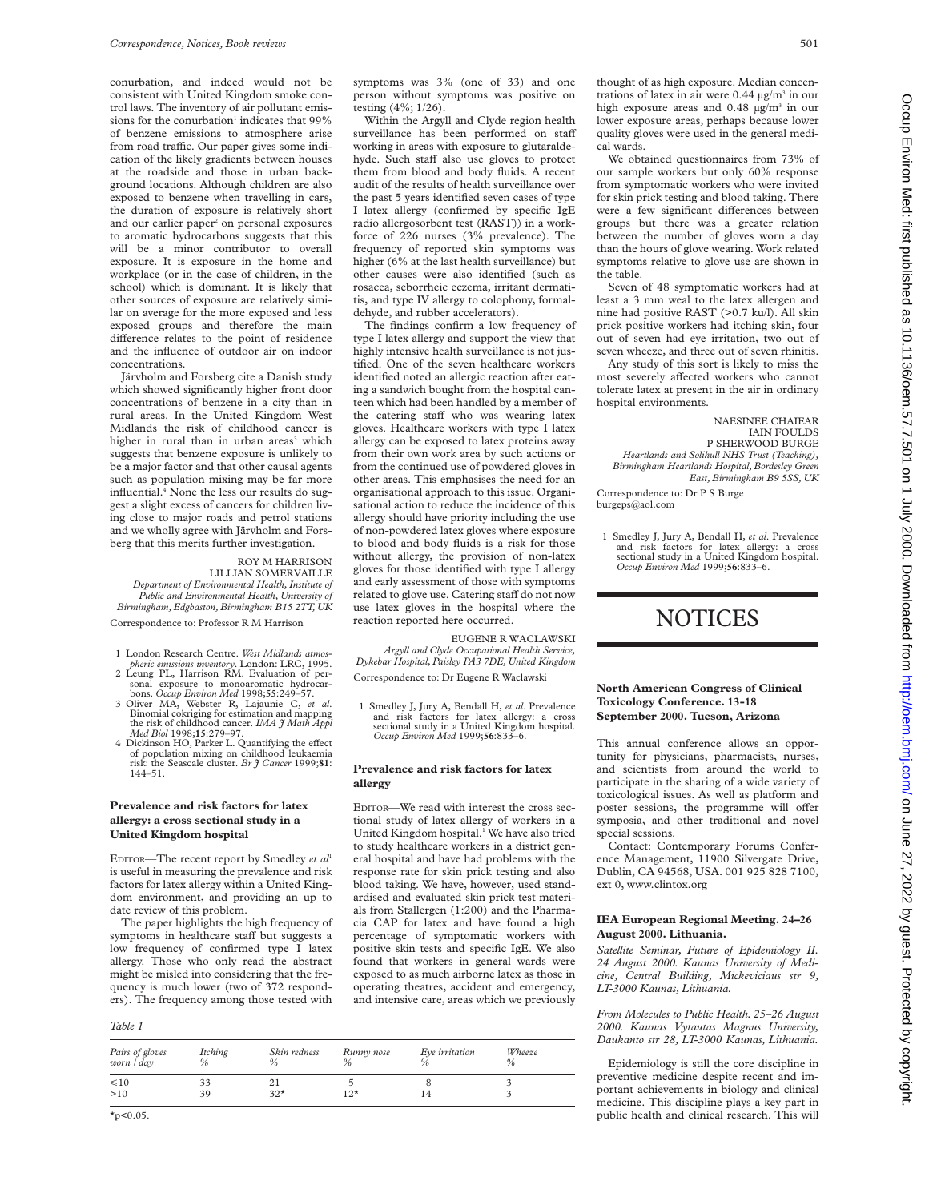conurbation, and indeed would not be consistent with United Kingdom smoke control laws. The inventory of air pollutant emissions for the conurbation<sup>1</sup> indicates that  $99\%$ of benzene emissions to atmosphere arise from road traffic. Our paper gives some indication of the likely gradients between houses at the roadside and those in urban background locations. Although children are also exposed to benzene when travelling in cars, the duration of exposure is relatively short and our earlier paper<sup>2</sup> on personal exposures to aromatic hydrocarbons suggests that this will be a minor contributor to overall exposure. It is exposure in the home and workplace (or in the case of children, in the school) which is dominant. It is likely that other sources of exposure are relatively similar on average for the more exposed and less exposed groups and therefore the main difference relates to the point of residence and the influence of outdoor air on indoor concentrations.

Järvholm and Forsberg cite a Danish study which showed significantly higher front door concentrations of benzene in a city than in rural areas. In the United Kingdom West Midlands the risk of childhood cancer is higher in rural than in urban areas<sup>3</sup> which suggests that benzene exposure is unlikely to be a major factor and that other causal agents such as population mixing may be far more influential.<sup>4</sup> None the less our results do suggest a slight excess of cancers for children living close to major roads and petrol stations and we wholly agree with Järvholm and Forsberg that this merits further investigation.

### ROY M HARRISON

LILLIAN SOMERVAILLE *Department of Environmental Health, Institute of Public and Environmental Health, University of Birmingham, Edgbaston, Birmingham B15 2TT, UK*

Correspondence to: Professor R M Harrison

- 1 London Research Centre. *West Midlands atmos-*
- *pheric emissions inventory*. London: LRC, 1995. 2 Leung PL, Harrison RM. Evaluation of per-
- sonal exposure to monoaromatic hydrocar-bons. *Occup Environ Med* 1998;**55**:249–57. 3 Oliver MA, Webster R, Lajaunie C, *et al*. Binomial cokriging for estimation and mapping the risk of childhood cancer. *IMA J Math Appl Med Biol* 1998;**15**:279–97.
- 4 Dickinson HO, Parker L. Quantifying the effect of population mixing on childhood leukaemia risk: the Seascale cluster. *Br J Cancer* 1999;**81**: 144–51.

### **Prevalence and risk factors for latex allergy: a cross sectional study in a United Kingdom hospital**

EDITOR-The recent report by Smedley et al<sup>1</sup> is useful in measuring the prevalence and risk factors for latex allergy within a United Kingdom environment, and providing an up to date review of this problem.

The paper highlights the high frequency of symptoms in healthcare staff but suggests a low frequency of confirmed type I latex allergy. Those who only read the abstract might be misled into considering that the frequency is much lower (two of 372 responders). The frequency among those tested with

### *Table 1*

| Pairs of gloves<br>worn / day | Itching<br>$\frac{0}{0}$ | Skin redness<br>% | Runny nose<br>$\%$ | Eve irritation<br>$\%$ | Wheeze<br>$\%$ |
|-------------------------------|--------------------------|-------------------|--------------------|------------------------|----------------|
| $\leq 10$                     | 33                       |                   |                    |                        |                |
| >10                           | 39                       | $32*$             | $12*$              | 14                     |                |

symptoms was 3% (one of 33) and one person without symptoms was positive on testing (4%; 1/26).

Within the Argyll and Clyde region health surveillance has been performed on staff working in areas with exposure to glutaraldehyde. Such staff also use gloves to protect them from blood and body fluids. A recent audit of the results of health surveillance over the past 5 years identified seven cases of type I latex allergy (confirmed by specific IgE radio allergosorbent test (RAST)) in a workforce of 226 nurses (3% prevalence). The frequency of reported skin symptoms was higher (6% at the last health surveillance) but other causes were also identified (such as rosacea, seborrheic eczema, irritant dermatitis, and type IV allergy to colophony, formaldehyde, and rubber accelerators).

The findings confirm a low frequency of type I latex allergy and support the view that highly intensive health surveillance is not justified. One of the seven healthcare workers identified noted an allergic reaction after eating a sandwich bought from the hospital canteen which had been handled by a member of the catering staff who was wearing latex gloves. Healthcare workers with type I latex allergy can be exposed to latex proteins away from their own work area by such actions or from the continued use of powdered gloves in other areas. This emphasises the need for an organisational approach to this issue. Organisational action to reduce the incidence of this allergy should have priority including the use of non-powdered latex gloves where exposure to blood and body fluids is a risk for those without allergy, the provision of non-latex gloves for those identified with type I allergy and early assessment of those with symptoms related to glove use. Catering staff do not now use latex gloves in the hospital where the reaction reported here occurred.

EUGENE R WACLAWSKI *Argyll and Clyde Occupational Health Service, Dykebar Hospital, Paisley PA3 7DE, United Kingdom* Correspondence to: Dr Eugene R Waclawski

1 Smedley J, Jury A, Bendall H, *et al*. Prevalence and risk factors for latex allergy: a cross sectional study in a United Kingdom hospital. *Occup Environ Med* 1999;**56**:833–6.

### **Prevalence and risk factors for latex allergy**

EDITOR—We read with interest the cross sectional study of latex allergy of workers in a United Kingdom hospital.<sup>1</sup> We have also tried to study healthcare workers in a district general hospital and have had problems with the response rate for skin prick testing and also blood taking. We have, however, used standardised and evaluated skin prick test materials from Stallergen (1:200) and the Pharmacia CAP for latex and have found a high percentage of symptomatic workers with positive skin tests and specific IgE. We also found that workers in general wards were exposed to as much airborne latex as those in operating theatres, accident and emergency, and intensive care, areas which we previously

thought of as high exposure. Median concentrations of latex in air were  $0.44 \mu g/m^3$  in our high exposure areas and 0.48 µg/m<sup>3</sup> in our lower exposure areas, perhaps because lower quality gloves were used in the general medical wards.

We obtained questionnaires from 73% of our sample workers but only 60% response from symptomatic workers who were invited for skin prick testing and blood taking. There were a few significant differences between groups but there was a greater relation between the number of gloves worn a day than the hours of glove wearing. Work related symptoms relative to glove use are shown in the table.

Seven of 48 symptomatic workers had at least a 3 mm weal to the latex allergen and nine had positive RAST (>0.7 ku/l). All skin prick positive workers had itching skin, four out of seven had eye irritation, two out of seven wheeze, and three out of seven rhinitis.

Any study of this sort is likely to miss the most severely affected workers who cannot tolerate latex at present in the air in ordinary hospital environments.

NAESINEE CHAIEAR IAIN FOULDS P SHERWOOD BURGE *Heartlands and Solihull NHS Trust (Teaching), Birmingham Heartlands Hospital, Bordesley Green East, Birmingham B9 5SS, UK*

Correspondence to: Dr P S Burge burgeps@aol.com

1 Smedley J, Jury A, Bendall H, *et al*. Prevalence and risk factors for latex allergy: a cross sectional study in a United Kingdom hospital. *Occup Environ Med* 1999;**56**:833–6.

# **NOTICES**

### **North American Congress of Clinical Toxicology Conference. 13-18 September 2000. Tucson, Arizona**

This annual conference allows an opportunity for physicians, pharmacists, nurses, and scientists from around the world to participate in the sharing of a wide variety of toxicological issues. As well as platform and poster sessions, the programme will offer symposia, and other traditional and novel special sessions.

Contact: Contemporary Forums Conference Management, 11900 Silvergate Drive, Dublin, CA 94568, USA. 001 925 828 7100, ext 0, www.clintox.org

### **IEA European Regional Meeting. 24–26 August 2000. Lithuania.**

*Satellite Seminar, Future of Epidemiology II. 24 August 2000. Kaunas University of Medicine, Central Building, Mickeviciaus str 9, LT-3000 Kaunas, Lithuania.*

*From Molecules to Public Health. 25–26 August 2000. Kaunas Vytautas Magnus University, Daukanto str 28, LT-3000 Kaunas, Lithuania.*

Epidemiology is still the core discipline in preventive medicine despite recent and important achievements in biology and clinical medicine. This discipline plays a key part in public health and clinical research. This will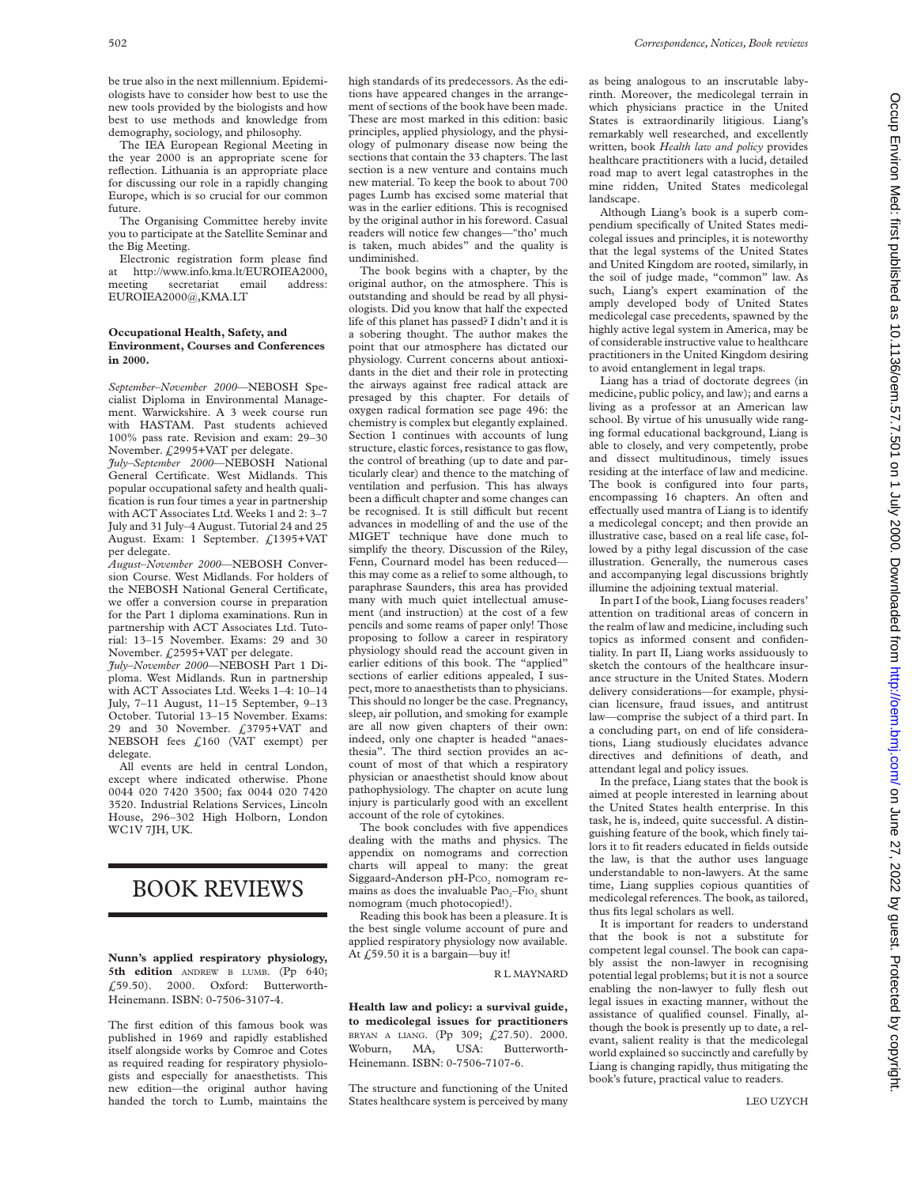be true also in the next millennium. Epidemiologists have to consider how best to use the new tools provided by the biologists and how best to use methods and knowledge from demography, sociology, and philosophy.

The IEA European Regional Meeting in the year 2000 is an appropriate scene for reflection. Lithuania is an appropriate place for discussing our role in a rapidly changing Europe, which is so crucial for our common future.

The Organising Committee hereby invite you to participate at the Satellite Seminar and the Big Meeting.

Electronic registration form please find at http://www.info.kma.lt/EUROIEA2000, meeting secretariat email address: EUROIEA2000@,KMA.LT

### **Occupational Health, Safety, and Environment, Courses and Conferences in 2000.**

*September–November 2000*—NEBOSH Specialist Diploma in Environmental Management. Warwickshire. A 3 week course run with HASTAM. Past students achieved 100% pass rate. Revision and exam: 29–30 November. £2995+VAT per delegate.

*July–September 2000*—NEBOSH National General Certificate. West Midlands. This popular occupational safety and health qualification is run four times a year in partnership with ACT Associates Ltd. Weeks 1 and 2: 3–7 July and 31 July–4 August. Tutorial 24 and 25 August. Exam: 1 September. £1395+VAT per delegate.

*August–November 2000*—NEBOSH Conversion Course. West Midlands. For holders of the NEBOSH National General Certificate, we offer a conversion course in preparation for the Part 1 diploma examinations. Run in partnership with ACT Associates Ltd. Tutorial: 13–15 November. Exams: 29 and 30 November. £2595+VAT per delegate.

*July–November 2000*—NEBOSH Part 1 Diploma. West Midlands. Run in partnership with ACT Associates Ltd. Weeks 1–4: 10–14 July, 7–11 August, 11–15 September, 9–13 October. Tutorial 13–15 November. Exams: 29 and 30 November. £3795+VAT and NEBSOH fees £160 (VAT exempt) per delegate.

All events are held in central London, except where indicated otherwise. Phone 0044 020 7420 3500; fax 0044 020 7420 3520. Industrial Relations Services, Lincoln House, 296–302 High Holborn, London WC1V 7JH, UK.

## BOOK REVIEWS

**Nunn's applied respiratory physiology, 5th edition** ANDREW B LUMB. (Pp 640; £59.50). 2000. Oxford: Butterworth-Heinemann. ISBN: 0-7506-3107-4.

The first edition of this famous book was published in 1969 and rapidly established itself alongside works by Comroe and Cotes as required reading for respiratory physiologists and especially for anaesthetists. This new edition—the original author having handed the torch to Lumb, maintains the

high standards of its predecessors. As the editions have appeared changes in the arrangement of sections of the book have been made. These are most marked in this edition: basic principles, applied physiology, and the physiology of pulmonary disease now being the sections that contain the 33 chapters. The last section is a new venture and contains much new material. To keep the book to about 700 pages Lumb has excised some material that was in the earlier editions. This is recognised by the original author in his foreword. Casual readers will notice few changes—"tho' much is taken, much abides" and the quality is undiminished.

The book begins with a chapter, by the original author, on the atmosphere. This is outstanding and should be read by all physiologists. Did you know that half the expected life of this planet has passed? I didn't and it is a sobering thought. The author makes the point that our atmosphere has dictated our physiology. Current concerns about antioxidants in the diet and their role in protecting the airways against free radical attack are presaged by this chapter. For details of oxygen radical formation see page 496: the chemistry is complex but elegantly explained. Section 1 continues with accounts of lung structure, elastic forces, resistance to gas flow, the control of breathing (up to date and particularly clear) and thence to the matching of ventilation and perfusion. This has always been a difficult chapter and some changes can be recognised. It is still difficult but recent advances in modelling of and the use of the MIGET technique have done much to simplify the theory. Discussion of the Riley, Fenn, Cournard model has been reduced this may come as a relief to some although, to paraphrase Saunders, this area has provided many with much quiet intellectual amusement (and instruction) at the cost of a few pencils and some reams of paper only! Those proposing to follow a career in respiratory physiology should read the account given in earlier editions of this book. The "applied" sections of earlier editions appealed, I suspect, more to anaesthetists than to physicians. This should no longer be the case. Pregnancy, sleep, air pollution, and smoking for example are all now given chapters of their own: indeed, only one chapter is headed "anaesthesia". The third section provides an account of most of that which a respiratory physician or anaesthetist should know about pathophysiology. The chapter on acute lung injury is particularly good with an excellent account of the role of cytokines.

The book concludes with five appendices dealing with the maths and physics. The appendix on nomograms and correction charts will appeal to many: the great Siggaard-Anderson pH- $Pco<sub>2</sub>$  nomogram remains as does the invaluable Pao<sub>2</sub>–F<sub>IO</sub>, shunt nomogram (much photocopied!).

Reading this book has been a pleasure. It is the best single volume account of pure and applied respiratory physiology now available. At  $\angle$  59.50 it is a bargain—buy it!

### R L MAYNARD

**Health law and policy: a survival guide, to medicolegal issues for practitioners** BRYAN A LIANG. (Pp 309; £27.50). 2000. Woburn, MA, USA: Butterworth-Heinemann. ISBN: 0-7506-7107-6.

The structure and functioning of the United States healthcare system is perceived by many

as being analogous to an inscrutable labyrinth. Moreover, the medicolegal terrain in which physicians practice in the United States is extraordinarily litigious. Liang's remarkably well researched, and excellently written, book *Health law and policy* provides healthcare practitioners with a lucid, detailed road map to avert legal catastrophes in the mine ridden, United States medicolegal landscape.

Although Liang's book is a superb compendium specifically of United States medicolegal issues and principles, it is noteworthy that the legal systems of the United States and United Kingdom are rooted, similarly, in the soil of judge made, "common" law. As such, Liang's expert examination of the amply developed body of United States medicolegal case precedents, spawned by the highly active legal system in America, may be of considerable instructive value to healthcare practitioners in the United Kingdom desiring to avoid entanglement in legal traps.

Liang has a triad of doctorate degrees (in medicine, public policy, and law); and earns a living as a professor at an American law school. By virtue of his unusually wide ranging formal educational background, Liang is able to closely, and very competently, probe and dissect multitudinous, timely issues residing at the interface of law and medicine. The book is configured into four parts, encompassing 16 chapters. An often and effectually used mantra of Liang is to identify a medicolegal concept; and then provide an illustrative case, based on a real life case, followed by a pithy legal discussion of the case illustration. Generally, the numerous cases and accompanying legal discussions brightly illumine the adjoining textual material.

In part I of the book, Liang focuses readers' attention on traditional areas of concern in the realm of law and medicine, including such topics as informed consent and confidentiality. In part II, Liang works assiduously to sketch the contours of the healthcare insurance structure in the United States. Modern delivery considerations—for example, physician licensure, fraud issues, and antitrust law—comprise the subject of a third part. In a concluding part, on end of life considerations, Liang studiously elucidates advance directives and definitions of death, and attendant legal and policy issues.

In the preface, Liang states that the book is aimed at people interested in learning about the United States health enterprise. In this task, he is, indeed, quite successful. A distinguishing feature of the book, which finely tailors it to fit readers educated in fields outside the law, is that the author uses language understandable to non-lawyers. At the same time, Liang supplies copious quantities of medicolegal references. The book, as tailored, thus fits legal scholars as well.

It is important for readers to understand that the book is not a substitute for competent legal counsel. The book can capably assist the non-lawyer in recognising potential legal problems; but it is not a source enabling the non-lawyer to fully flesh out legal issues in exacting manner, without the assistance of qualified counsel. Finally, although the book is presently up to date, a relevant, salient reality is that the medicolegal world explained so succinctly and carefully by Liang is changing rapidly, thus mitigating the book's future, practical value to readers.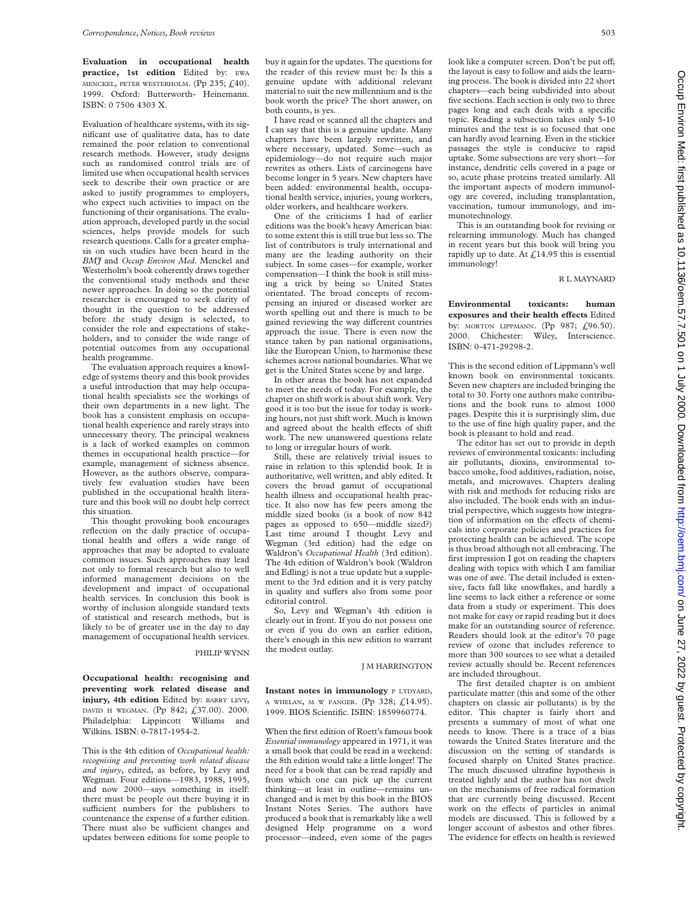**Evaluation in occupational health practice, 1st edition** Edited by: EWA MENCKEL, PETER WESTERHOLM. (Pp 235;  $f<sub>1</sub>(40)$ . 1999. Oxford: Butterworth- Heinemann. ISBN: 0 7506 4303 X.

Evaluation of healthcare systems, with its significant use of qualitative data, has to date remained the poor relation to conventional research methods. However, study designs such as randomised control trials are of limited use when occupational health services seek to describe their own practice or are asked to justify programmes to employers, who expect such activities to impact on the functioning of their organisations. The evaluation approach, developed partly in the social sciences, helps provide models for such research questions. Calls for a greater emphasis on such studies have been heard in the *BMJ* and *Occup Environ Med*. Menckel and Westerholm's book coherently draws together the conventional study methods and these newer approaches. In doing so the potential researcher is encouraged to seek clarity of thought in the question to be addressed before the study design is selected, to consider the role and expectations of stakeholders, and to consider the wide range of potential outcomes from any occupational health programme.

The evaluation approach requires a knowledge of systems theory and this book provides a useful introduction that may help occupational health specialists see the workings of their own departments in a new light. The book has a consistent emphasis on occupational health experience and rarely strays into unnecessary theory. The principal weakness is a lack of worked examples on common themes in occupational health practice—for example, management of sickness absence. However, as the authors observe, comparatively few evaluation studies have been published in the occupational health literature and this book will no doubt help correct this situation.

This thought provoking book encourages reflection on the daily practice of occupational health and offers a wide range of approaches that may be adopted to evaluate common issues. Such approaches may lead not only to formal research but also to well informed management decisions on the development and impact of occupational health services. In conclusion this book is worthy of inclusion alongside standard texts of statistical and research methods, but is likely to be of greater use in the day to day management of occupational health services.

PHILIP WYNN

**Occupational health: recognising and preventing work related disease and injury, 4th edition** Edited by: BARRY LEVY, DAVID H WEGMAN. (Pp 842; £37.00). 2000. Philadelphia: Lippincott Williams and Wilkins. ISBN: 0-7817-1954-2.

This is the 4th edition of *Occupational health: recognising and preventing work related disease and injury*, edited, as before, by Levy and Wegman. Four editions—1983, 1988, 1995, and now 2000—says something in itself: there must be people out there buying it in sufficient numbers for the publishers to countenance the expense of a further edition. There must also be sufficient changes and updates between editions for some people to buy it again for the updates. The questions for the reader of this review must be: Is this a genuine update with additional relevant material to suit the new millennium and is the book worth the price? The short answer, on both counts, is yes.

I have read or scanned all the chapters and I can say that this is a genuine update. Many chapters have been largely rewritten, and where necessary, updated. Some—such as epidemiology—do not require such major rewrites as others. Lists of carcinogens have become longer in 5 years. New chapters have been added: environmental health, occupational health service, injuries, young workers, older workers, and healthcare workers.

One of the criticisms I had of earlier editions was the book's heavy American bias: to some extent this is still true but less so. The list of contributors is truly international and many are the leading authority on their subject. In some cases—for example, worker compensation—I think the book is still missing a trick by being so United States orientated. The broad concepts of recompensing an injured or diseased worker are worth spelling out and there is much to be gained reviewing the way different countries approach the issue. There is even now the stance taken by pan national organisations, like the European Union, to harmonise these schemes across national boundaries. What we get is the United States scene by and large.

In other areas the book has not expanded to meet the needs of today. For example, the chapter on shift work is about shift work. Very good it is too but the issue for today is working hours, not just shift work. Much is known and agreed about the health effects of shift work. The new unanswered questions relate to long or irregular hours of work.

Still, these are relatively trivial issues to raise in relation to this splendid book. It is authoritative, well written, and ably edited. It covers the broad gamut of occupational health illness and occupational health practice. It also now has few peers among the middle sized books (is a book of now 842 pages as opposed to 650—middle sized?) Last time around I thought Levy and Wegman (3rd edition) had the edge on Waldron's *Occupational Health* (3rd edition). The 4th edition of Waldron's book (Waldron and Edling) is not a true update but a supplement to the 3rd edition and it is very patchy in quality and suffers also from some poor editorial control.

So, Levy and Wegman's 4th edition is clearly out in front. If you do not possess one or even if you do own an earlier edition, there's enough in this new edition to warrant the modest outlay.

J M HARRINGTON

**Instant notes in immunology** P LYDYARD, A WHELAN, M W FANGER.  $($ Pp 328;  $f$ 14.95). 1999. BIOS Scientific. ISBN: 1859960774.

When the first edition of Roett's famous book *Essential immunology* appeared in 1971, it was a small book that could be read in a weekend: the 8th edition would take a little longer! The need for a book that can be read rapidly and from which one can pick up the current thinking—at least in outline—remains unchanged and is met by this book in the BIOS Instant Notes Series. The authors have produced a book that is remarkably like a well designed Help programme on a word processor—indeed, even some of the pages

look like a computer screen. Don't be put off; the layout is easy to follow and aids the learning process. The book is divided into 22 short chapters—each being subdivided into about five sections. Each section is only two to three pages long and each deals with a specific topic. Reading a subsection takes only 5-10 minutes and the text is so focused that one can hardly avoid learning. Even in the stickier passages the style is conducive to rapid uptake. Some subsections are very short—for instance, dendritic cells covered in a page or so, acute phase proteins treated similarly. All the important aspects of modern immunology are covered, including transplantation, vaccination, tumour immunology, and immunotechnology.

This is an outstanding book for revising or relearning immunology. Much has changed in recent years but this book will bring you rapidly up to date. At  $\mathcal{L}$ 14.95 this is essential immunology!

### R L MAYNARD

**Environmental toxicants: human exposures and their health effects** Edited by: MORTON LIPPMANN. (Pp 987; £96.50). 2000. Chichester: Wiley, Interscience. ISBN: 0-471-29298-2.

This is the second edition of Lippmann's well known book on environmental toxicants. Seven new chapters are included bringing the total to 30. Forty one authors make contributions and the book runs to almost 1000 pages. Despite this it is surprisingly slim, due to the use of fine high quality paper, and the book is pleasant to hold and read.

The editor has set out to provide in depth reviews of environmental toxicants: including air pollutants, dioxins, environmental tobacco smoke, food additives, radiation, noise, metals, and microwaves. Chapters dealing with risk and methods for reducing risks are also included. The book ends with an industrial perspective, which suggests how integration of information on the effects of chemicals into corporate policies and practices for protecting health can be achieved. The scope is thus broad although not all embracing. The first impression I got on reading the chapters dealing with topics with which I am familiar was one of awe. The detail included is extensive, facts fall like snowflakes, and hardly a line seems to lack either a reference or some data from a study or experiment. This does not make for easy or rapid reading but it does make for an outstanding source of reference. Readers should look at the editor's 70 page review of ozone that includes reference to more than 300 sources to see what a detailed review actually should be. Recent references are included throughout.

The first detailed chapter is on ambient particulate matter (this and some of the other chapters on classic air pollutants) is by the editor. This chapter is fairly short and presents a summary of most of what one needs to know. There is a trace of a bias towards the United States literature and the discussion on the setting of standards is focused sharply on United States practice. The much discussed ultrafine hypothesis is treated lightly and the author has not dwelt on the mechanisms of free radical formation that are currently being discussed. Recent work on the effects of particles in animal models are discussed. This is followed by a longer account of asbestos and other fibres. The evidence for effects on health is reviewed